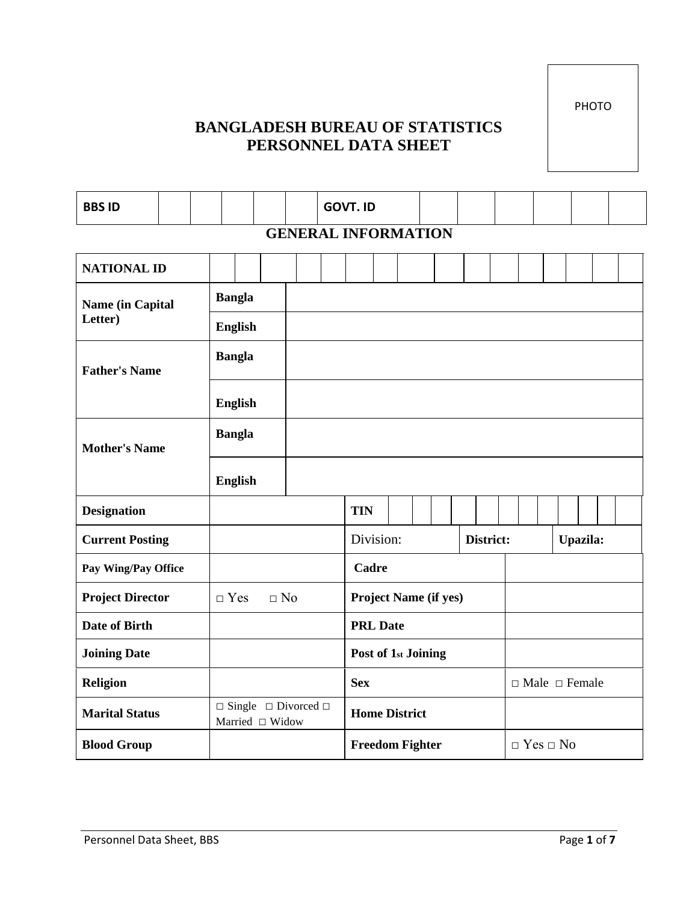PHOTO

# BANGLADESH BUREAU OF STATISTICS
# PERSONNEL DATA SHEET

| BBS ID | | | | | | GOVT. ID | | | | | | |
|---|---|---|---|---|---|---|---|---|---|---|---|---|

## GENERAL INFORMATION

| NATIONAL ID | | | | | | | | | | | | | | | | | |
|---|---|---|---|---|---|---|---|---|---|---|---|---|---|---|---|---|---|

| | | |
|---|---|---|
| **Name (in Capital Letter)** | **Bangla** | |
| | **English** | |
| **Father's Name** | **Bangla** | |
| | **English** | |
| **Mother's Name** | **Bangla** | |
| | **English** | |

| | | | | | | | | | | | | | | | |
|---|---|---|---|---|---|---|---|---|---|---|---|---|---|---|---|
| **Designation** | | **TIN** | | | | | | | | | | | | | |
| **Current Posting** | | Division: | | | **District:** | | | **Upazila:** | | | | | | | |

| | | | |
|---|---|---|---|
| **Pay Wing/Pay Office** | | **Cadre** | |
| **Project Director** | □ Yes □ No | **Project Name (if yes)** | |
| **Date of Birth** | | **PRL Date** | |
| **Joining Date** | | **Post of 1st Joining** | |
| **Religion** | | **Sex** | □ Male □ Female |
| **Marital Status** | □ Single □ Divorced □ Married □ Widow | **Home District** | |
| **Blood Group** | | **Freedom Fighter** | □ Yes □ No |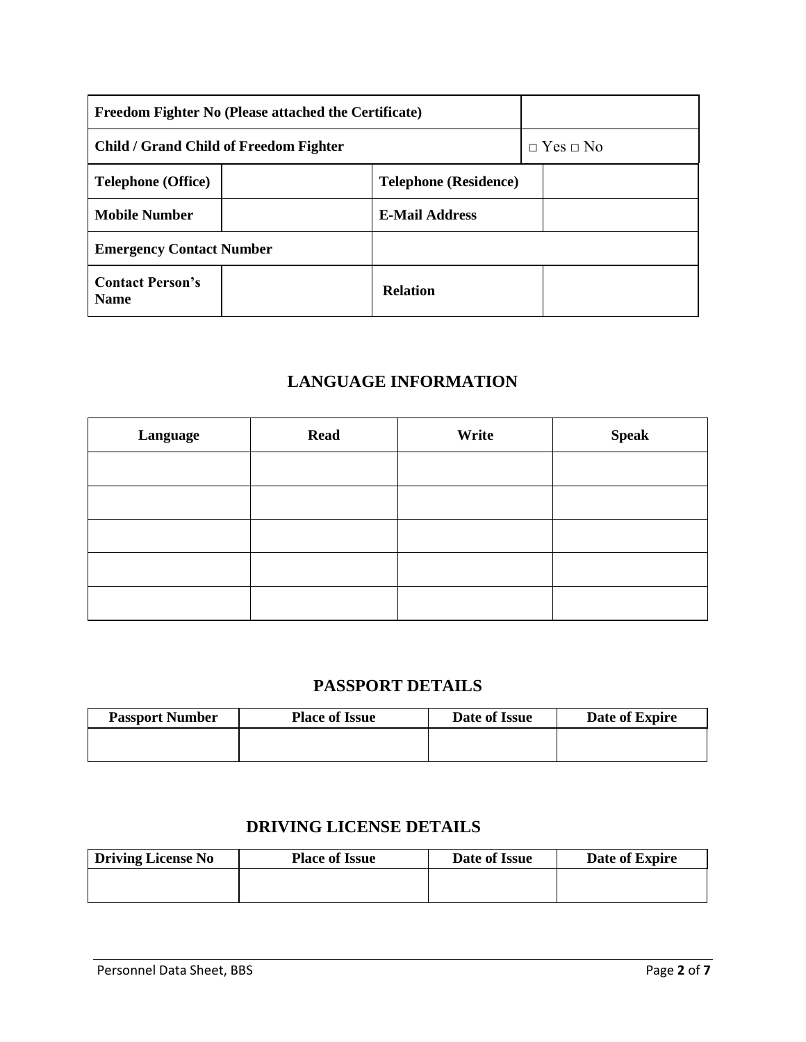| Freedom Fighter No (Please attached the Certificate) | | | |
|---|---|---|---|
| Child / Grand Child of Freedom Fighter | | | □ Yes □ No |
| **Telephone (Office)** | | **Telephone (Residence)** | |
| **Mobile Number** | | **E-Mail Address** | |
| **Emergency Contact Number** | | | |
| **Contact Person's Name** | | **Relation** | |

## LANGUAGE INFORMATION

| Language | Read | Write | Speak |
|---|---|---|---|
| | | | |
| | | | |
| | | | |
| | | | |
| | | | |

## PASSPORT DETAILS

| Passport Number | Place of Issue | Date of Issue | Date of Expire |
|---|---|---|---|
| | | | |

## DRIVING LICENSE DETAILS

| Driving License No | Place of Issue | Date of Issue | Date of Expire |
|---|---|---|---|
| | | | |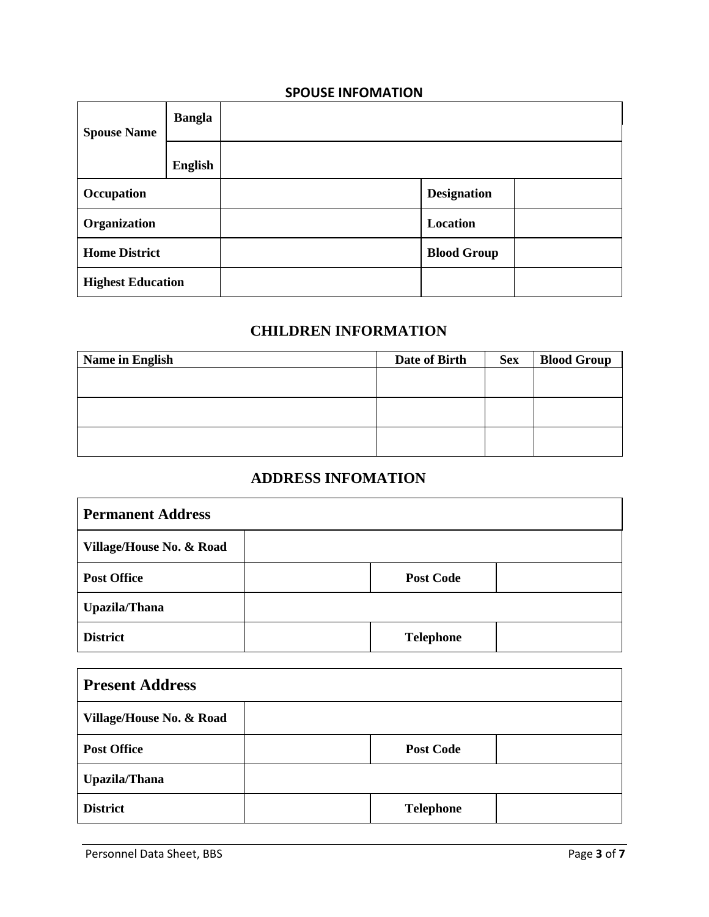## SPOUSE INFOMATION

| Spouse Name | Bangla | | |
|---|---|---|---|
| | English | | |
| Occupation | | Designation | |
| Organization | | Location | |
| Home District | | Blood Group | |
| Highest Education | | | |

## CHILDREN INFORMATION

| Name in English | Date of Birth | Sex | Blood Group |
|---|---|---|---|
| | | | |
| | | | |
| | | | |

## ADDRESS INFOMATION

| Permanent Address | | | |
|---|---|---|---|
| Village/House No. & Road | | | |
| Post Office | | Post Code | |
| Upazila/Thana | | | |
| District | | Telephone | |

| Present Address | | | |
|---|---|---|---|
| Village/House No. & Road | | | |
| Post Office | | Post Code | |
| Upazila/Thana | | | |
| District | | Telephone | |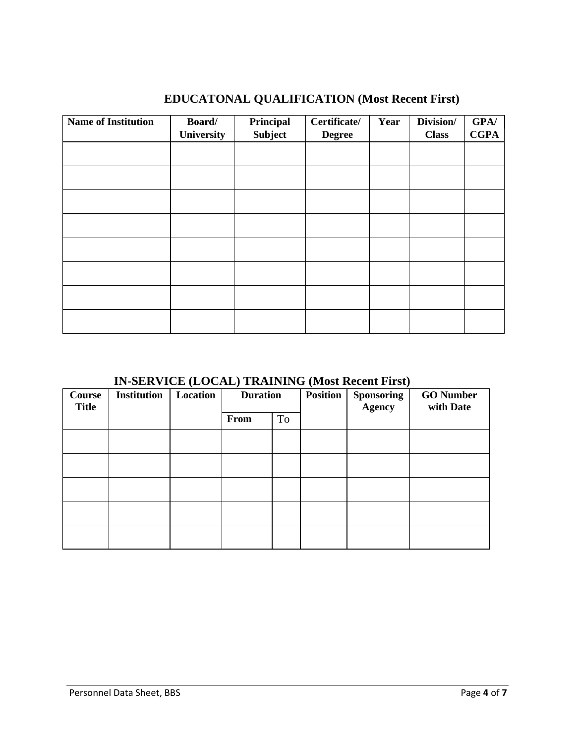## EDUCATONAL QUALIFICATION (Most Recent First)

| Name of Institution | Board/ University | Principal Subject | Certificate/ Degree | Year | Division/ Class | GPA/ CGPA |
|---|---|---|---|---|---|---|
| | | | | | | |
| | | | | | | |
| | | | | | | |
| | | | | | | |
| | | | | | | |
| | | | | | | |
| | | | | | | |
| | | | | | | |

## IN-SERVICE (LOCAL) TRAINING (Most Recent First)

| Course Title | Institution | Location | Duration | | Position | Sponsoring Agency | GO Number with Date |
|---|---|---|---|---|---|---|---|
| | | | From | To | | | |
| | | | | | | | |
| | | | | | | | |
| | | | | | | | |
| | | | | | | | |
| | | | | | | | |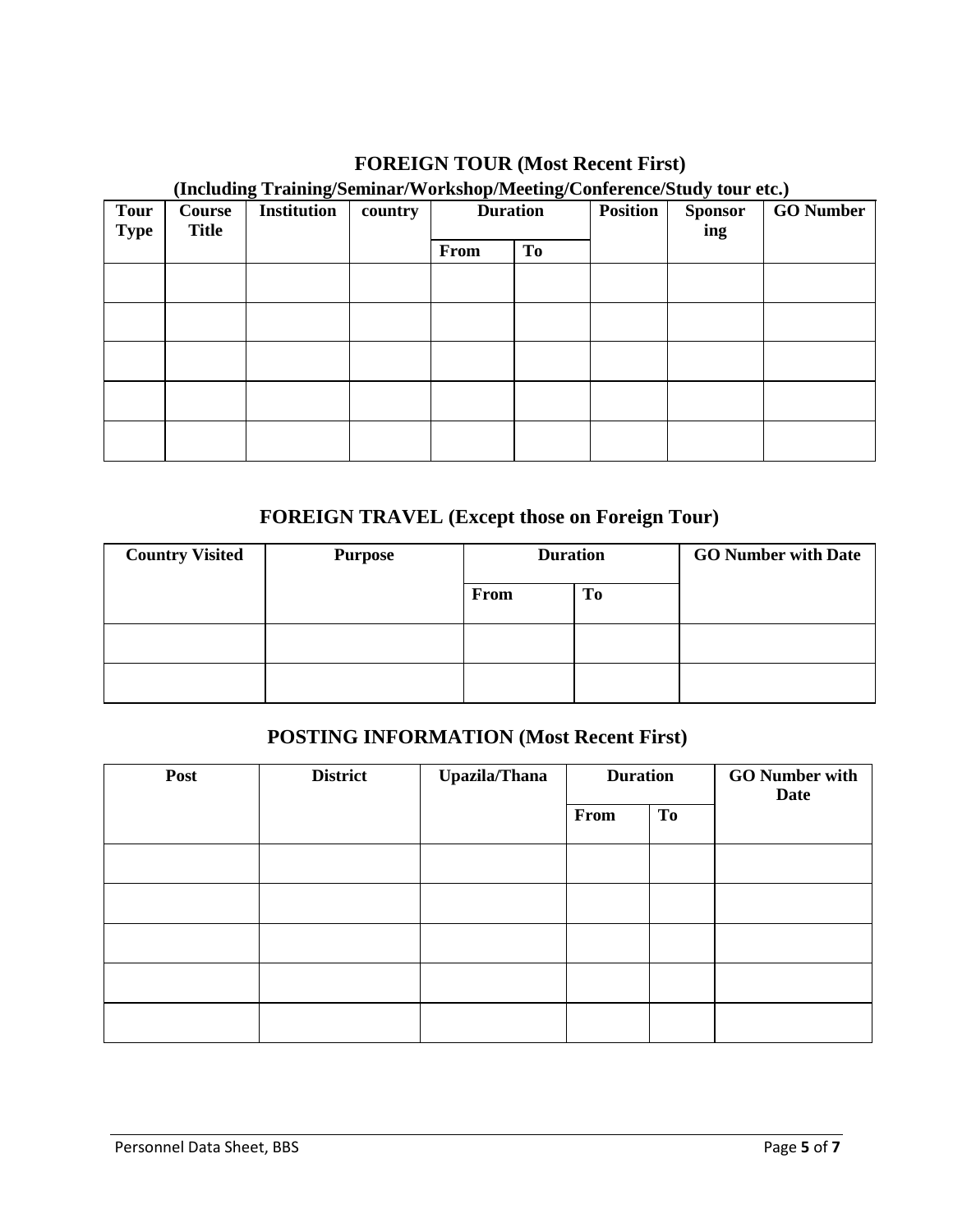## FOREIGN TOUR (Most Recent First)

### (Including Training/Seminar/Workshop/Meeting/Conference/Study tour etc.)

| Tour Type | Course Title | Institution | country | Duration | | Position | Sponsoring | GO Number |
|---|---|---|---|---|---|---|---|---|
| | | | | From | To | | | |
| | | | | | | | | |
| | | | | | | | | |
| | | | | | | | | |
| | | | | | | | | |
| | | | | | | | | |

## FOREIGN TRAVEL (Except those on Foreign Tour)

| Country Visited | Purpose | Duration | | GO Number with Date |
|---|---|---|---|---|
| | | From | To | |
| | | | | |
| | | | | |

## POSTING INFORMATION (Most Recent First)

| Post | District | Upazila/Thana | Duration | | GO Number with Date |
|---|---|---|---|---|---|
| | | | From | To | |
| | | | | | |
| | | | | | |
| | | | | | |
| | | | | | |
| | | | | | |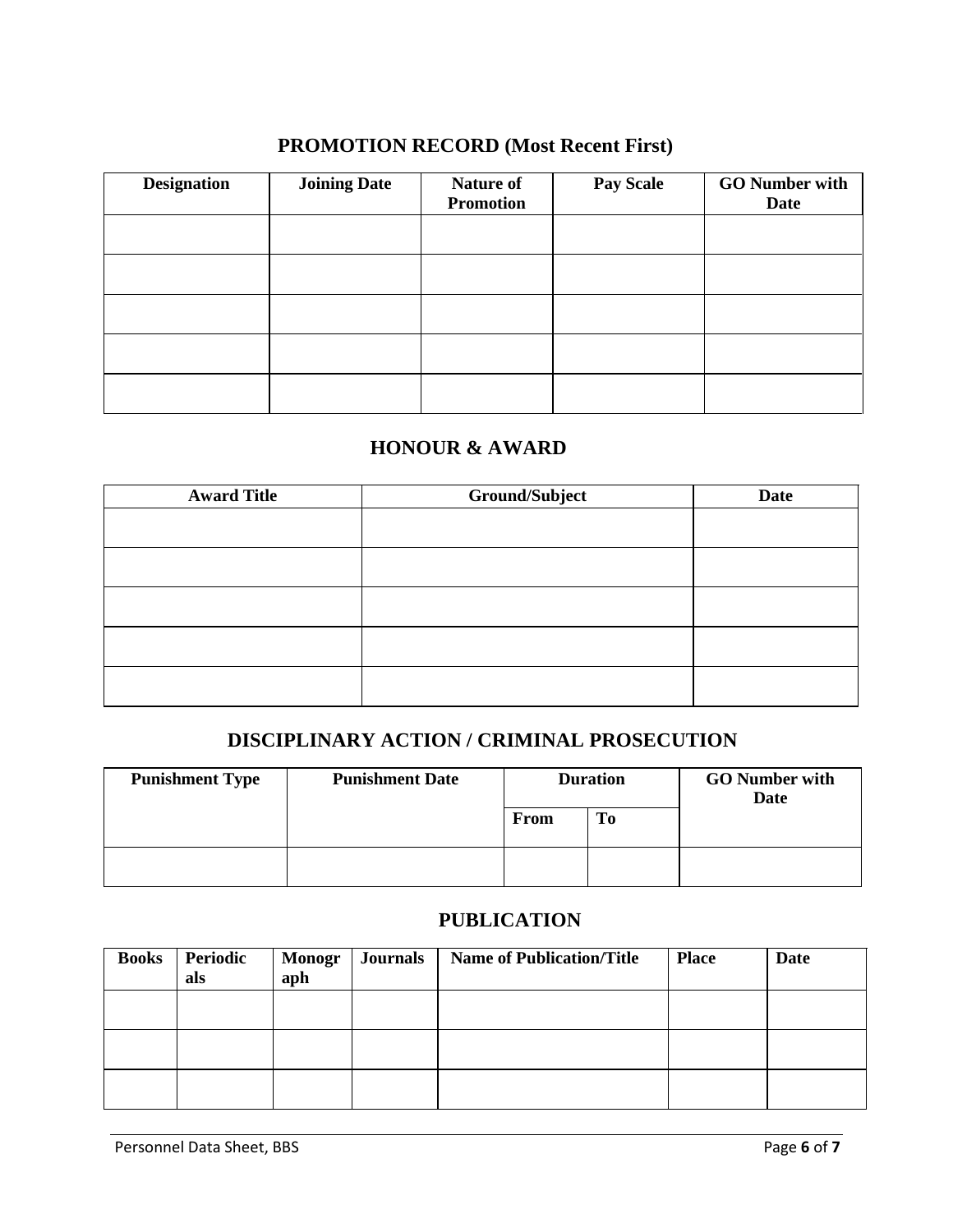## PROMOTION RECORD (Most Recent First)

| Designation | Joining Date | Nature of Promotion | Pay Scale | GO Number with Date |
|---|---|---|---|---|
| | | | | |
| | | | | |
| | | | | |
| | | | | |
| | | | | |

## HONOUR & AWARD

| Award Title | Ground/Subject | Date |
|---|---|---|
| | | |
| | | |
| | | |
| | | |
| | | |

## DISCIPLINARY ACTION / CRIMINAL PROSECUTION

| Punishment Type | Punishment Date | Duration | | GO Number with Date |
|---|---|---|---|---|
| | | From | To | |
| | | | | |

## PUBLICATION

| Books | Periodicals | Monograph | Journals | Name of Publication/Title | Place | Date |
|---|---|---|---|---|---|---|
| | | | | | | |
| | | | | | | |
| | | | | | | |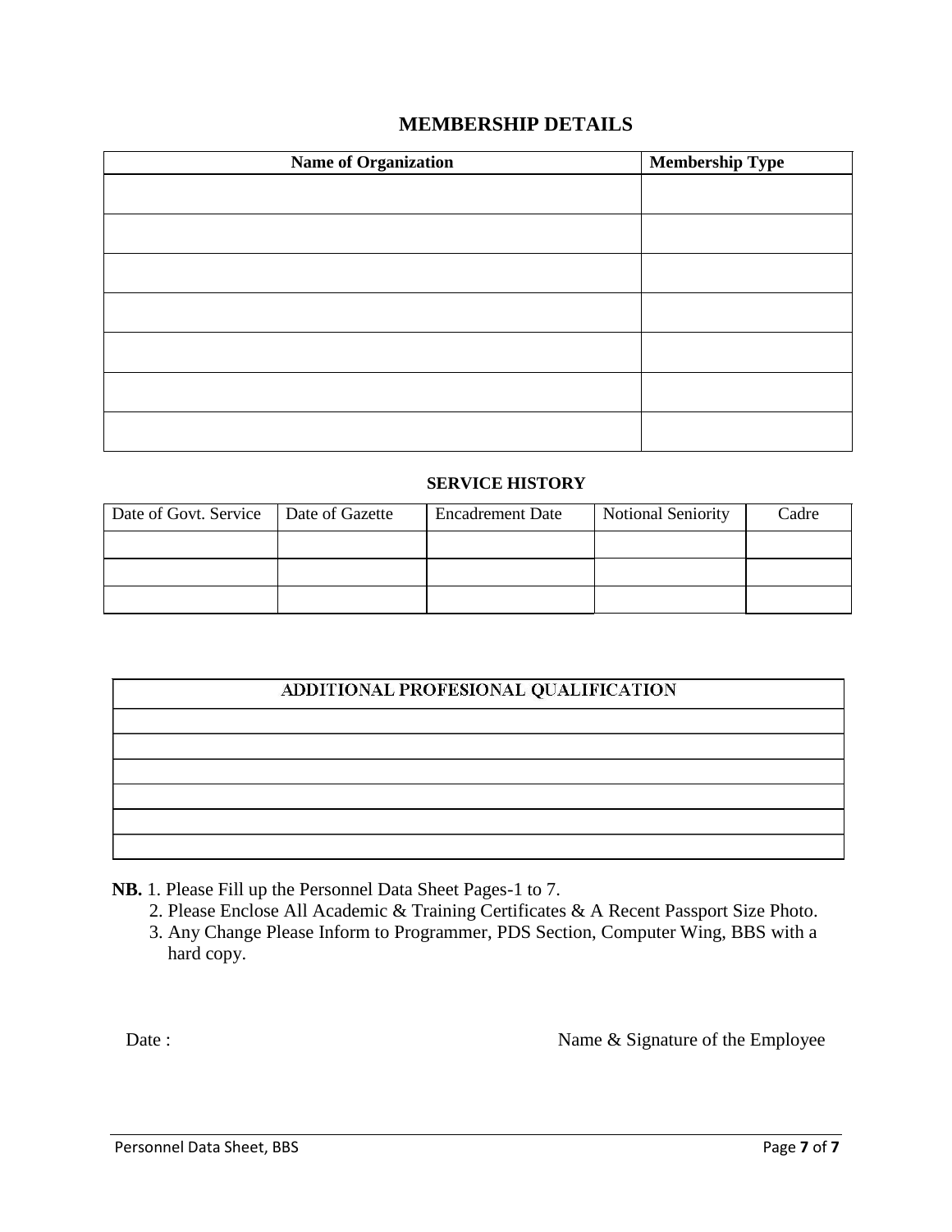## MEMBERSHIP DETAILS

| Name of Organization | Membership Type |
|---|---|
| | |
| | |
| | |
| | |
| | |
| | |
| | |

### SERVICE HISTORY

| Date of Govt. Service | Date of Gazette | Encadrement Date | Notional Seniority | Cadre |
|---|---|---|---|---|
| | | | | |
| | | | | |
| | | | | |

| ADDITIONAL PROFESIONAL QUALIFICATION |
|---|
| |
| |
| |
| |
| |
| |

**NB.** 1. Please Fill up the Personnel Data Sheet Pages-1 to 7.
2. Please Enclose All Academic & Training Certificates & A Recent Passport Size Photo.
3. Any Change Please Inform to Programmer, PDS Section, Computer Wing, BBS with a hard copy.

Date :

Name & Signature of the Employee